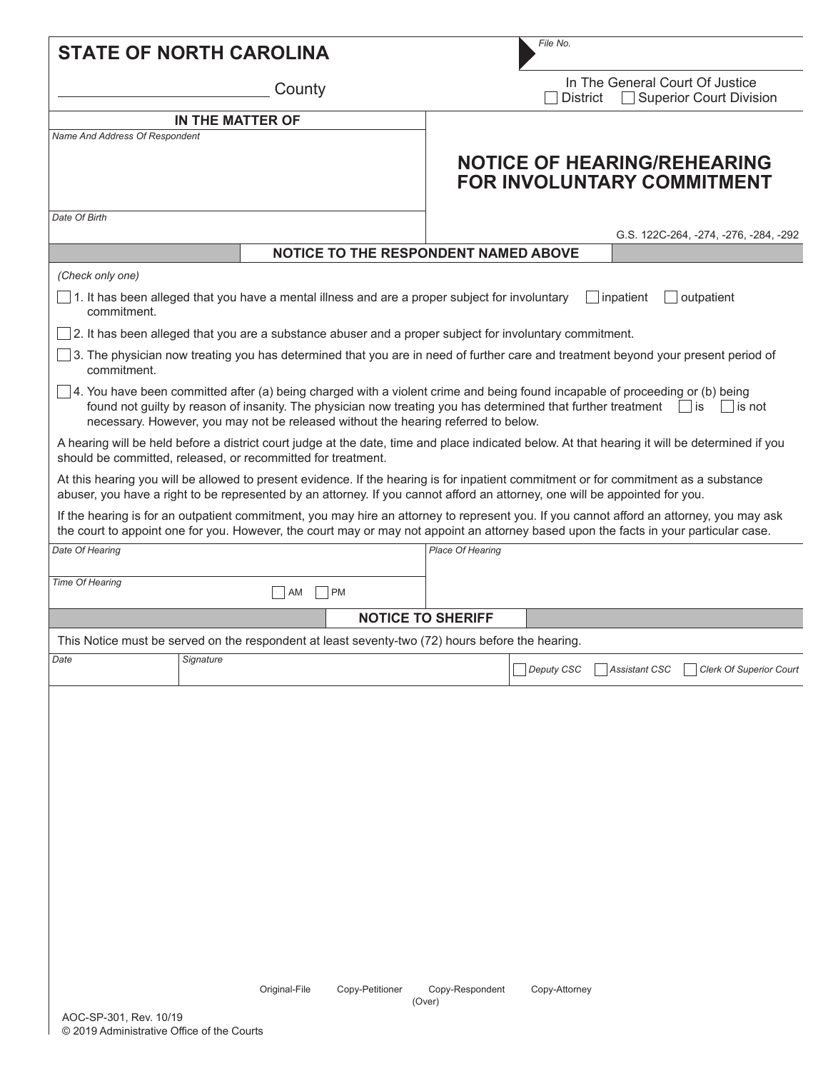**STATE OF NORTH CAROLINA**

_________________________ County

File No.

In The General Court Of Justice
☐ District ☐ Superior Court Division

**IN THE MATTER OF**

*Name And Address Of Respondent*

*Date Of Birth*

# NOTICE OF HEARING/REHEARING FOR INVOLUNTARY COMMITMENT

G.S. 122C-264, -274, -276, -284, -292

## NOTICE TO THE RESPONDENT NAMED ABOVE

*(Check only one)*

☐ 1. It has been alleged that you have a mental illness and are a proper subject for involuntary ☐ inpatient ☐ outpatient commitment.

☐ 2. It has been alleged that you are a substance abuser and a proper subject for involuntary commitment.

☐ 3. The physician now treating you has determined that you are in need of further care and treatment beyond your present period of commitment.

☐ 4. You have been committed after (a) being charged with a violent crime and being found incapable of proceeding or (b) being found not guilty by reason of insanity. The physician now treating you has determined that further treatment ☐ is ☐ is not necessary. However, you may not be released without the hearing referred to below.

A hearing will be held before a district court judge at the date, time and place indicated below. At that hearing it will be determined if you should be committed, released, or recommitted for treatment.

At this hearing you will be allowed to present evidence. If the hearing is for inpatient commitment or for commitment as a substance abuser, you have a right to be represented by an attorney. If you cannot afford an attorney, one will be appointed for you.

If the hearing is for an outpatient commitment, you may hire an attorney to represent you. If you cannot afford an attorney, you may ask the court to appoint one for you. However, the court may or may not appoint an attorney based upon the facts in your particular case.

| Date Of Hearing | Place Of Hearing |
| --- | --- |
| | |
| Time Of Hearing ☐ AM ☐ PM | |

## NOTICE TO SHERIFF

This Notice must be served on the respondent at least seventy-two (72) hours before the hearing.

| Date | Signature | ☐ Deputy CSC ☐ Assistant CSC ☐ Clerk Of Superior Court |
| --- | --- | --- |
| | | |

Original-File Copy-Petitioner Copy-Respondent Copy-Attorney

(Over)

AOC-SP-301, Rev. 10/19
© 2019 Administrative Office of the Courts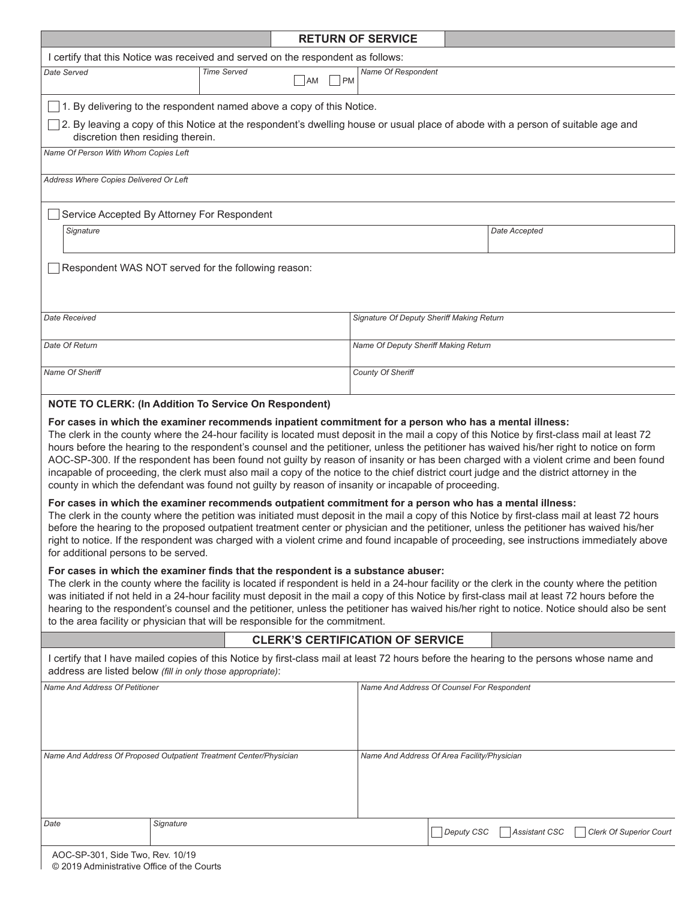## RETURN OF SERVICE

I certify that this Notice was received and served on the respondent as follows:

| Date Served | Time Served | Name Of Respondent |
|---|---|---|
| | ☐ AM ☐ PM | |

☐ 1. By delivering to the respondent named above a copy of this Notice.

☐ 2. By leaving a copy of this Notice at the respondent's dwelling house or usual place of abode with a person of suitable age and discretion then residing therein.

*Name Of Person With Whom Copies Left*

*Address Where Copies Delivered Or Left*

☐ Service Accepted By Attorney For Respondent

| Signature | Date Accepted |
|---|---|
| | |

☐ Respondent WAS NOT served for the following reason:

| | |
|---|---|
| *Date Received* | *Signature Of Deputy Sheriff Making Return* |
| *Date Of Return* | *Name Of Deputy Sheriff Making Return* |
| *Name Of Sheriff* | *County Of Sheriff* |

**NOTE TO CLERK: (In Addition To Service On Respondent)**

**For cases in which the examiner recommends inpatient commitment for a person who has a mental illness:**
The clerk in the county where the 24-hour facility is located must deposit in the mail a copy of this Notice by first-class mail at least 72 hours before the hearing to the respondent's counsel and the petitioner, unless the petitioner has waived his/her right to notice on form AOC-SP-300. If the respondent has been found not guilty by reason of insanity or has been charged with a violent crime and been found incapable of proceeding, the clerk must also mail a copy of the notice to the chief district court judge and the district attorney in the county in which the defendant was found not guilty by reason of insanity or incapable of proceeding.

**For cases in which the examiner recommends outpatient commitment for a person who has a mental illness:**
The clerk in the county where the petition was initiated must deposit in the mail a copy of this Notice by first-class mail at least 72 hours before the hearing to the proposed outpatient treatment center or physician and the petitioner, unless the petitioner has waived his/her right to notice. If the respondent was charged with a violent crime and found incapable of proceeding, see instructions immediately above for additional persons to be served.

**For cases in which the examiner finds that the respondent is a substance abuser:**
The clerk in the county where the facility is located if respondent is held in a 24-hour facility or the clerk in the county where the petition was initiated if not held in a 24-hour facility must deposit in the mail a copy of this Notice by first-class mail at least 72 hours before the hearing to the respondent's counsel and the petitioner, unless the petitioner has waived his/her right to notice. Notice should also be sent to the area facility or physician that will be responsible for the commitment.

## CLERK'S CERTIFICATION OF SERVICE

I certify that I have mailed copies of this Notice by first-class mail at least 72 hours before the hearing to the persons whose name and address are listed below *(fill in only those appropriate)*:

| | |
|---|---|
| *Name And Address Of Petitioner* | *Name And Address Of Counsel For Respondent* |
| *Name And Address Of Proposed Outpatient Treatment Center/Physician* | *Name And Address Of Area Facility/Physician* |

| Date | Signature | |
|---|---|---|
| | | ☐ Deputy CSC ☐ Assistant CSC ☐ Clerk Of Superior Court |

AOC-SP-301, Side Two, Rev. 10/19
© 2019 Administrative Office of the Courts